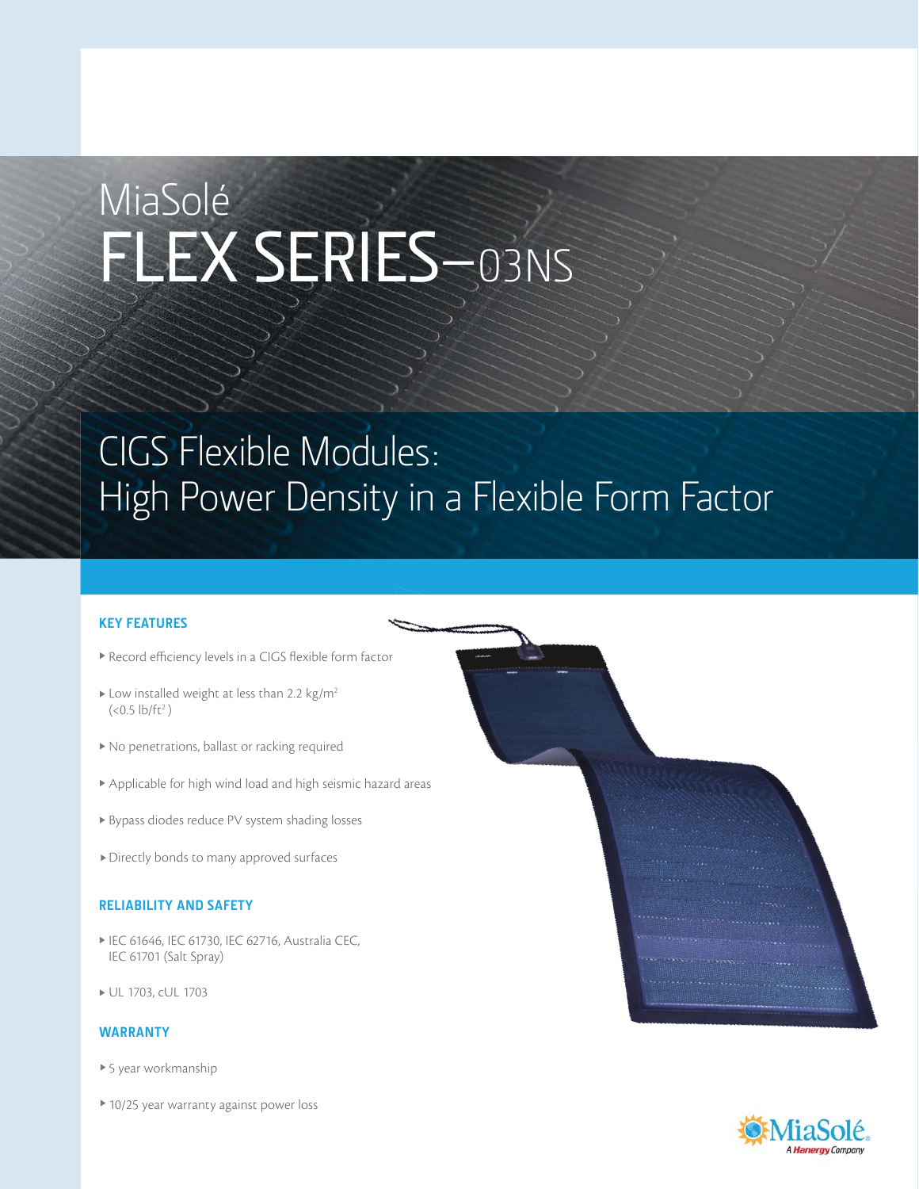# MiaSolé FLEX SERIES–03NS

## CIGS Flexible Modules: High Power Density in a Flexible Form Factor

### KEY FEATURES

- Record efficiency levels in a CIGS flexible form factor
- Low installed weight at less than 2.2 kg/$m^2$ (<0.5 lb/$ft^2$)
- No penetrations, ballast or racking required
- Applicable for high wind load and high seismic hazard areas
- Bypass diodes reduce PV system shading losses
- Directly bonds to many approved surfaces

### RELIABILITY AND SAFETY

- IEC 61646, IEC 61730, IEC 62716, Australia CEC, IEC 61701 (Salt Spray)
- UL 1703, cUL 1703

### WARRANTY

- 5 year workmanship
- 10/25 year warranty against power loss

MiaSolé
A Hanergy Company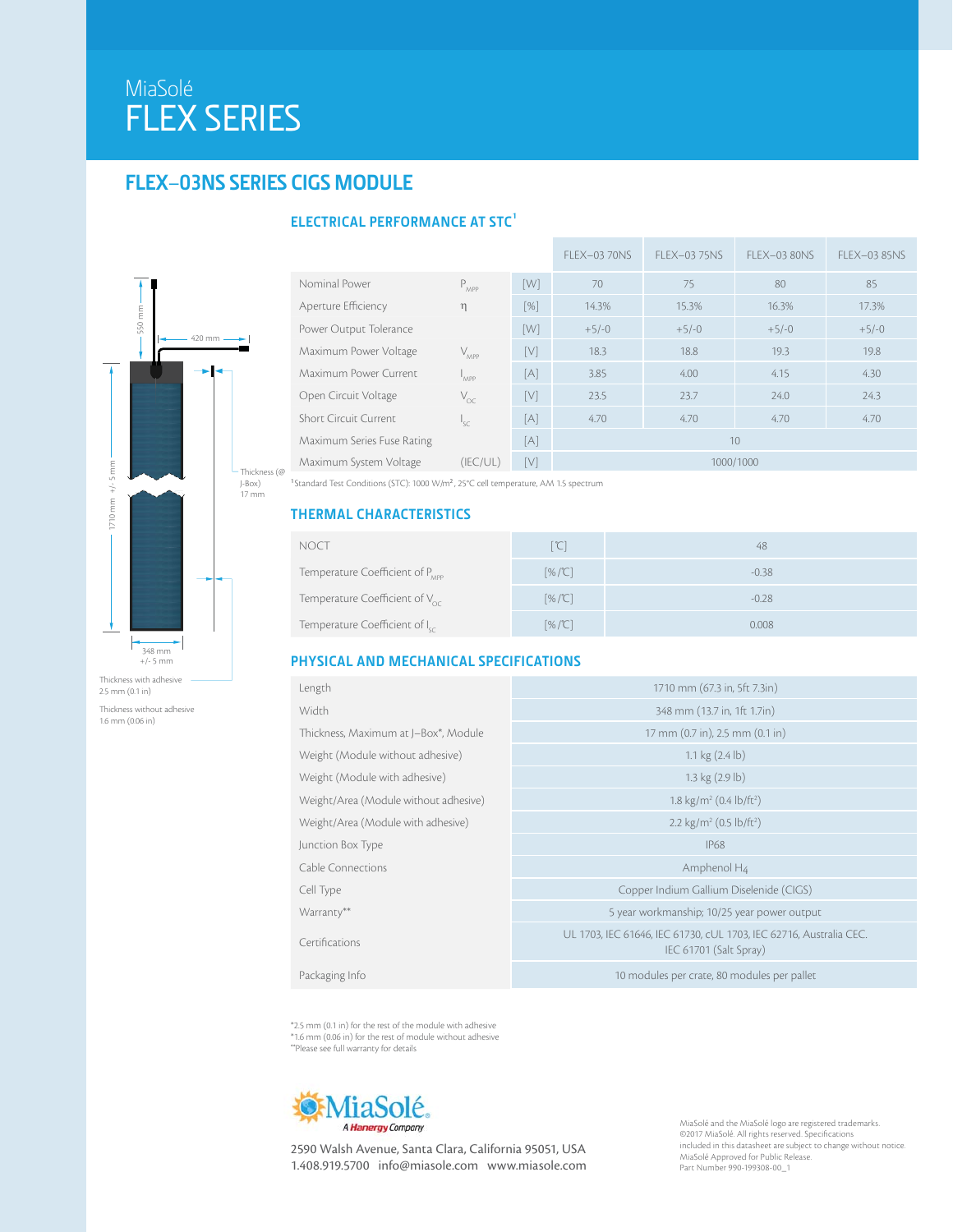MiaSolé

# FLEX SERIES

## FLEX–03NS SERIES CIGS MODULE

550 mm

420 mm

1710 mm +/- 5 mm

Thickness (@ J-Box) 17 mm

348 mm +/- 5 mm

Thickness with adhesive 2.5 mm (0.1 in)

Thickness without adhesive 1.6 mm (0.06 in)

### ELECTRICAL PERFORMANCE AT STC[1]

| | | | FLEX–03 70NS | FLEX–03 75NS | FLEX–03 80NS | FLEX–03 85NS |
|---|---|---|---|---|---|---|
| Nominal Power | $P_{MPP}$ | [W] | 70 | 75 | 80 | 85 |
| Aperture Efficiency | η | [%] | 14.3% | 15.3% | 16.3% | 17.3% |
| Power Output Tolerance | | [W] | +5/-0 | +5/-0 | +5/-0 | +5/-0 |
| Maximum Power Voltage | $V_{MPP}$ | [V] | 18.3 | 18.8 | 19.3 | 19.8 |
| Maximum Power Current | $I_{MPP}$ | [A] | 3.85 | 4.00 | 4.15 | 4.30 |
| Open Circuit Voltage | $V_{OC}$ | [V] | 23.5 | 23.7 | 24.0 | 24.3 |
| Short Circuit Current | $I_{SC}$ | [A] | 4.70 | 4.70 | 4.70 | 4.70 |
| Maximum Series Fuse Rating | | [A] | 10 | | | |
| Maximum System Voltage | (IEC/UL) | [V] | 1000/1000 | | | |

[1]Standard Test Conditions (STC): 1000 W/m², 25°C cell temperature, AM 1.5 spectrum

### THERMAL CHARACTERISTICS

| | | |
|---|---|---|
| NOCT | [°C] | 48 |
| Temperature Coefficient of $P_{MPP}$ | [%/°C] | -0.38 |
| Temperature Coefficient of $V_{OC}$ | [%/°C] | -0.28 |
| Temperature Coefficient of $I_{SC}$ | [%/°C] | 0.008 |

### PHYSICAL AND MECHANICAL SPECIFICATIONS

| | |
|---|---|
| Length | 1710 mm (67.3 in, 5ft 7.3in) |
| Width | 348 mm (13.7 in, 1ft 1.7in) |
| Thickness, Maximum at J–Box*, Module | 17 mm (0.7 in), 2.5 mm (0.1 in) |
| Weight (Module without adhesive) | 1.1 kg (2.4 lb) |
| Weight (Module with adhesive) | 1.3 kg (2.9 lb) |
| Weight/Area (Module without adhesive) | 1.8 kg/m² (0.4 lb/ft²) |
| Weight/Area (Module with adhesive) | 2.2 kg/m² (0.5 lb/ft²) |
| Junction Box Type | IP68 |
| Cable Connections | Amphenol H4 |
| Cell Type | Copper Indium Gallium Diselenide (CIGS) |
| Warranty** | 5 year workmanship; 10/25 year power output |
| Certifications | UL 1703, IEC 61646, IEC 61730, cUL 1703, IEC 62716, Australia CEC. IEC 61701 (Salt Spray) |
| Packaging Info | 10 modules per crate, 80 modules per pallet |

*2.5 mm (0.1 in) for the rest of the module with adhesive
*1.6 mm (0.06 in) for the rest of module without adhesive
**Please see full warranty for details

MiaSolé
A Hanergy Company

2590 Walsh Avenue, Santa Clara, California 95051, USA
1.408.919.5700 info@miasole.com www.miasole.com

MiaSolé and the MiaSolé logo are registered trademarks.
©2017 MiaSolé. All rights reserved. Specifications included in this datasheet are subject to change without notice.
MiaSolé Approved for Public Release.
Part Number 990-199308-00_1